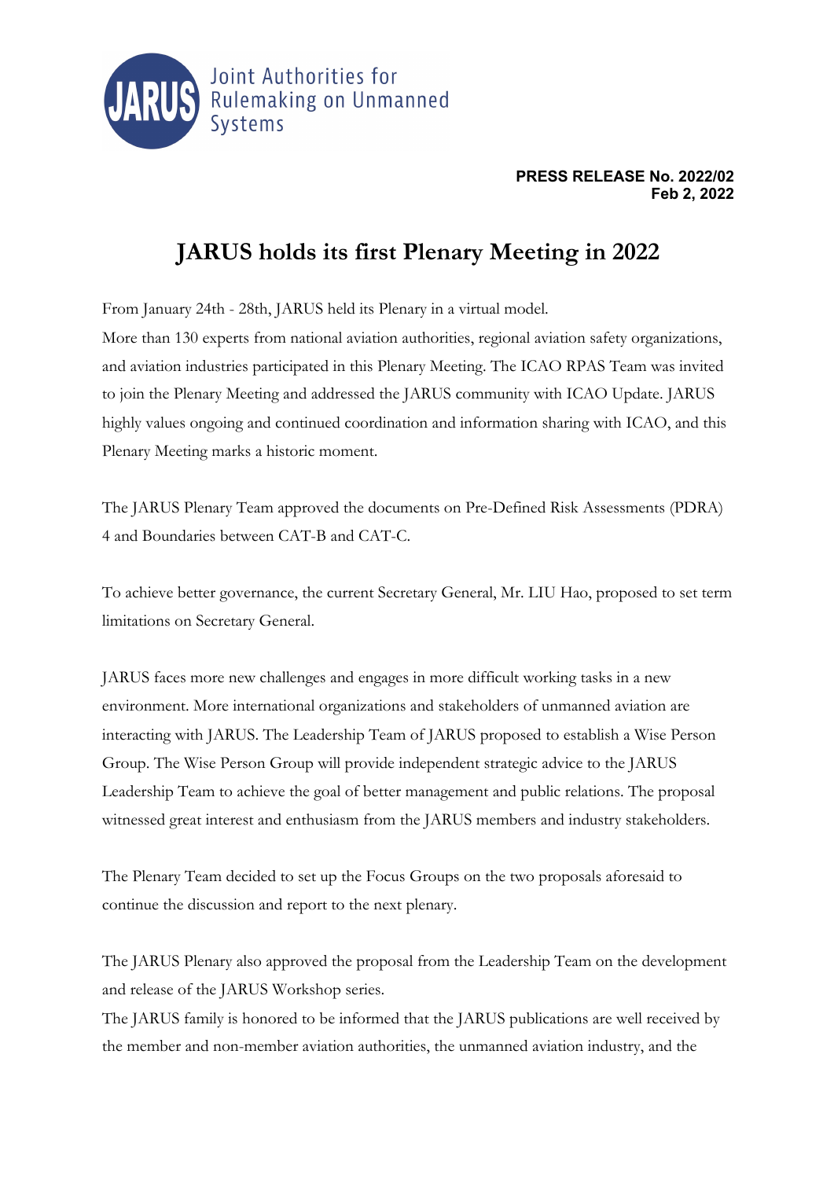Joint Authorities for Rulemaking on Unmanned Systems

**PRESS RELEASE No. 2022/02**
**Feb 2, 2022**

# JARUS holds its first Plenary Meeting in 2022

From January 24th - 28th, JARUS held its Plenary in a virtual model.
More than 130 experts from national aviation authorities, regional aviation safety organizations, and aviation industries participated in this Plenary Meeting. The ICAO RPAS Team was invited to join the Plenary Meeting and addressed the JARUS community with ICAO Update. JARUS highly values ongoing and continued coordination and information sharing with ICAO, and this Plenary Meeting marks a historic moment.

The JARUS Plenary Team approved the documents on Pre-Defined Risk Assessments (PDRA) 4 and Boundaries between CAT-B and CAT-C.

To achieve better governance, the current Secretary General, Mr. LIU Hao, proposed to set term limitations on Secretary General.

JARUS faces more new challenges and engages in more difficult working tasks in a new environment. More international organizations and stakeholders of unmanned aviation are interacting with JARUS. The Leadership Team of JARUS proposed to establish a Wise Person Group. The Wise Person Group will provide independent strategic advice to the JARUS Leadership Team to achieve the goal of better management and public relations. The proposal witnessed great interest and enthusiasm from the JARUS members and industry stakeholders.

The Plenary Team decided to set up the Focus Groups on the two proposals aforesaid to continue the discussion and report to the next plenary.

The JARUS Plenary also approved the proposal from the Leadership Team on the development and release of the JARUS Workshop series.
The JARUS family is honored to be informed that the JARUS publications are well received by the member and non-member aviation authorities, the unmanned aviation industry, and the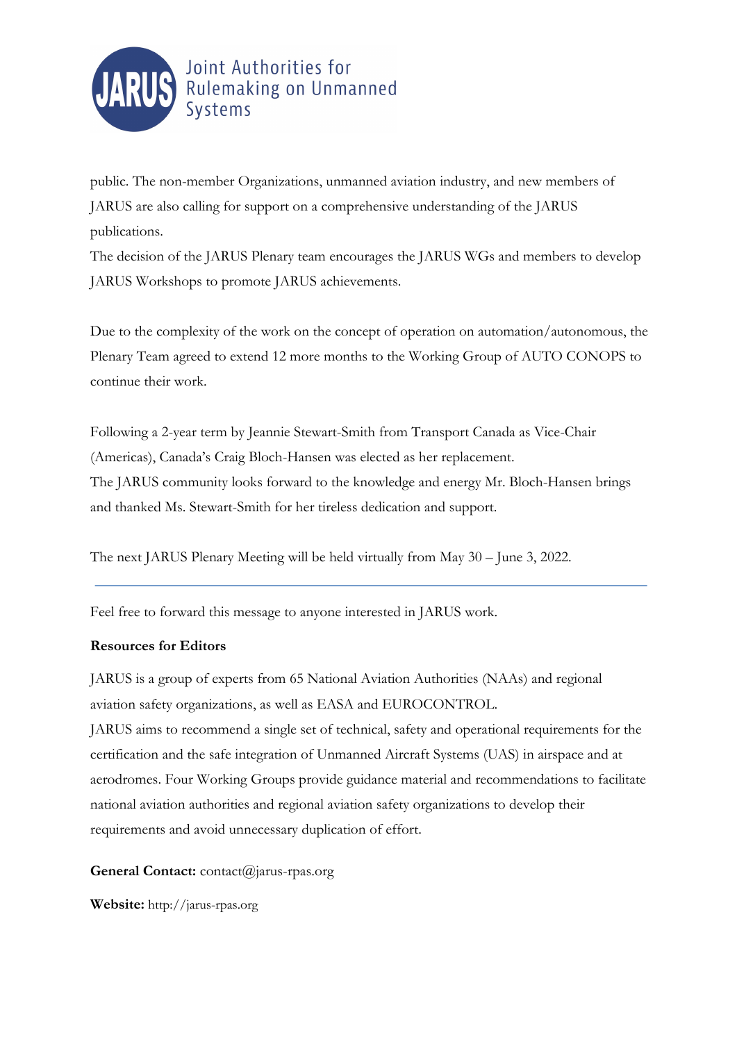public. The non-member Organizations, unmanned aviation industry, and new members of JARUS are also calling for support on a comprehensive understanding of the JARUS publications.
The decision of the JARUS Plenary team encourages the JARUS WGs and members to develop JARUS Workshops to promote JARUS achievements.

Due to the complexity of the work on the concept of operation on automation/autonomous, the Plenary Team agreed to extend 12 more months to the Working Group of AUTO CONOPS to continue their work.

Following a 2-year term by Jeannie Stewart-Smith from Transport Canada as Vice-Chair (Americas), Canada's Craig Bloch-Hansen was elected as her replacement.
The JARUS community looks forward to the knowledge and energy Mr. Bloch-Hansen brings and thanked Ms. Stewart-Smith for her tireless dedication and support.

The next JARUS Plenary Meeting will be held virtually from May 30 – June 3, 2022.

---

Feel free to forward this message to anyone interested in JARUS work.

**Resources for Editors**

JARUS is a group of experts from 65 National Aviation Authorities (NAAs) and regional aviation safety organizations, as well as EASA and EUROCONTROL.
JARUS aims to recommend a single set of technical, safety and operational requirements for the certification and the safe integration of Unmanned Aircraft Systems (UAS) in airspace and at aerodromes. Four Working Groups provide guidance material and recommendations to facilitate national aviation authorities and regional aviation safety organizations to develop their requirements and avoid unnecessary duplication of effort.

**General Contact:** contact@jarus-rpas.org

**Website:** http://jarus-rpas.org